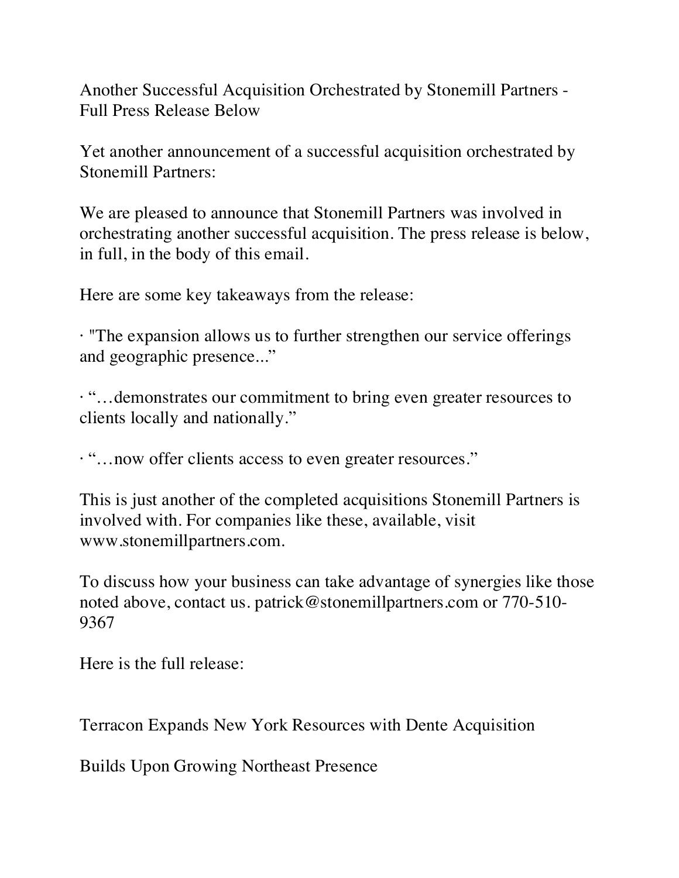# Another Successful Acquisition Orchestrated by Stonemill Partners - Full Press Release Below

Yet another announcement of a successful acquisition orchestrated by Stonemill Partners:

We are pleased to announce that Stonemill Partners was involved in orchestrating another successful acquisition. The press release is below, in full, in the body of this email.

Here are some key takeaways from the release:

· "The expansion allows us to further strengthen our service offerings and geographic presence..."

· "…demonstrates our commitment to bring even greater resources to clients locally and nationally."

· "…now offer clients access to even greater resources."

This is just another of the completed acquisitions Stonemill Partners is involved with. For companies like these, available, visit www.stonemillpartners.com.

To discuss how your business can take advantage of synergies like those noted above, contact us. patrick@stonemillpartners.com or 770-510-9367

Here is the full release:

## Terracon Expands New York Resources with Dente Acquisition

### Builds Upon Growing Northeast Presence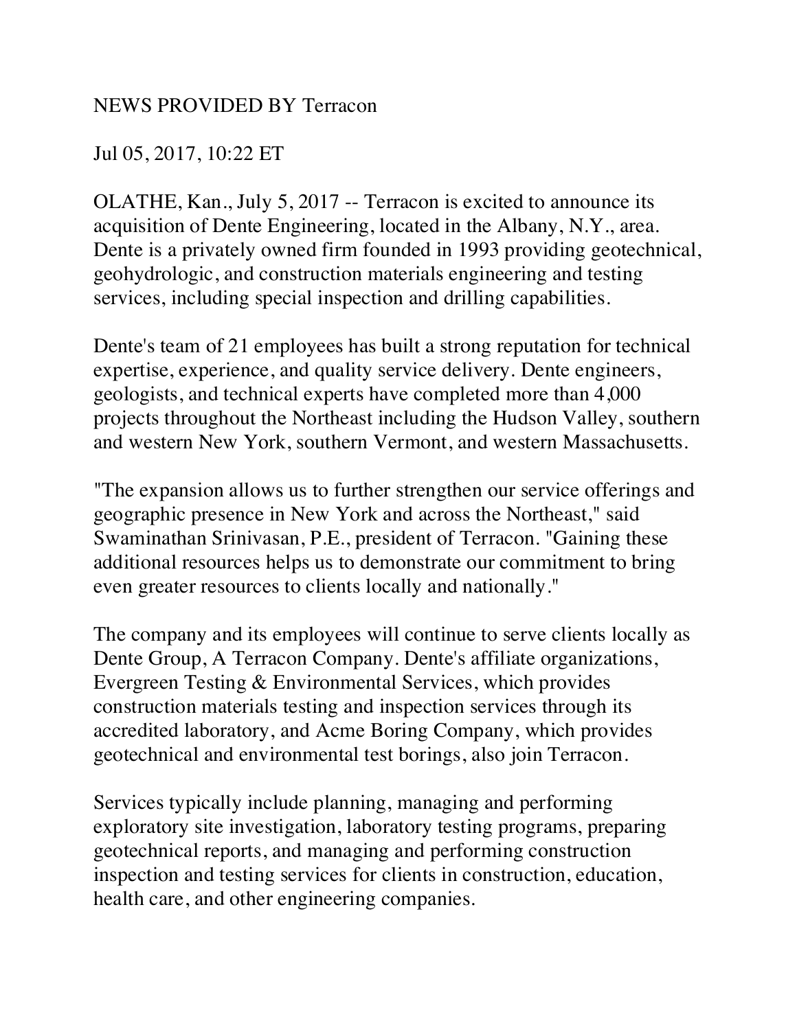NEWS PROVIDED BY Terracon

Jul 05, 2017, 10:22 ET

OLATHE, Kan., July 5, 2017 -- Terracon is excited to announce its acquisition of Dente Engineering, located in the Albany, N.Y., area. Dente is a privately owned firm founded in 1993 providing geotechnical, geohydrologic, and construction materials engineering and testing services, including special inspection and drilling capabilities.

Dente's team of 21 employees has built a strong reputation for technical expertise, experience, and quality service delivery. Dente engineers, geologists, and technical experts have completed more than 4,000 projects throughout the Northeast including the Hudson Valley, southern and western New York, southern Vermont, and western Massachusetts.

"The expansion allows us to further strengthen our service offerings and geographic presence in New York and across the Northeast," said Swaminathan Srinivasan, P.E., president of Terracon. "Gaining these additional resources helps us to demonstrate our commitment to bring even greater resources to clients locally and nationally."

The company and its employees will continue to serve clients locally as Dente Group, A Terracon Company. Dente's affiliate organizations, Evergreen Testing & Environmental Services, which provides construction materials testing and inspection services through its accredited laboratory, and Acme Boring Company, which provides geotechnical and environmental test borings, also join Terracon.

Services typically include planning, managing and performing exploratory site investigation, laboratory testing programs, preparing geotechnical reports, and managing and performing construction inspection and testing services for clients in construction, education, health care, and other engineering companies.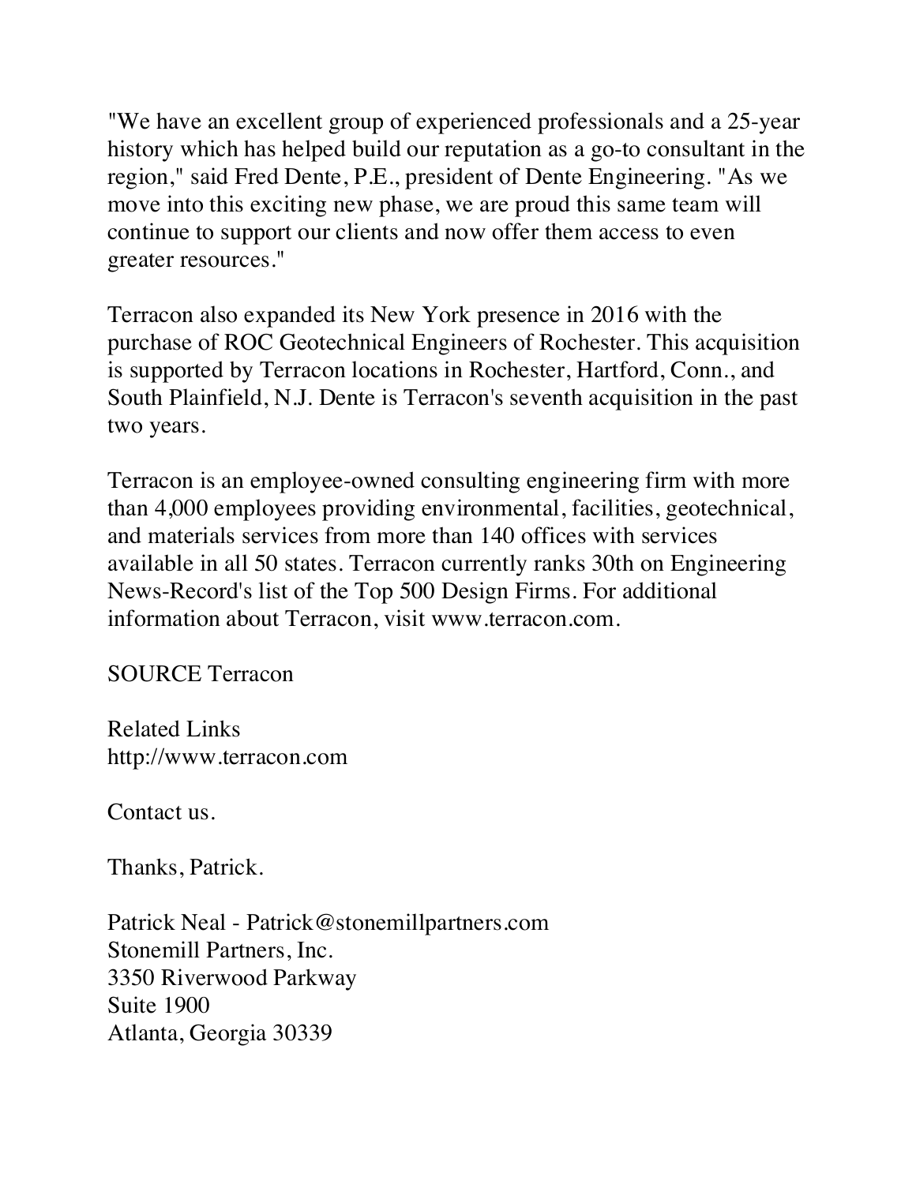"We have an excellent group of experienced professionals and a 25-year history which has helped build our reputation as a go-to consultant in the region," said Fred Dente, P.E., president of Dente Engineering. "As we move into this exciting new phase, we are proud this same team will continue to support our clients and now offer them access to even greater resources."

Terracon also expanded its New York presence in 2016 with the purchase of ROC Geotechnical Engineers of Rochester. This acquisition is supported by Terracon locations in Rochester, Hartford, Conn., and South Plainfield, N.J. Dente is Terracon's seventh acquisition in the past two years.

Terracon is an employee-owned consulting engineering firm with more than 4,000 employees providing environmental, facilities, geotechnical, and materials services from more than 140 offices with services available in all 50 states. Terracon currently ranks 30th on Engineering News-Record's list of the Top 500 Design Firms. For additional information about Terracon, visit www.terracon.com.

SOURCE Terracon

Related Links
http://www.terracon.com

Contact us.

Thanks, Patrick.

Patrick Neal - Patrick@stonemillpartners.com
Stonemill Partners, Inc.
3350 Riverwood Parkway
Suite 1900
Atlanta, Georgia 30339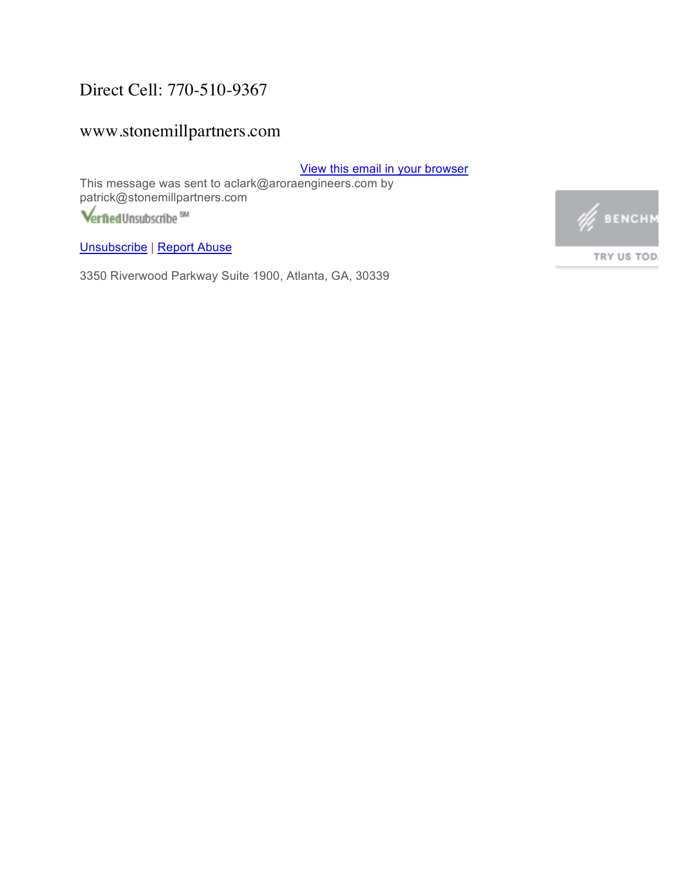Direct Cell: 770-510-9367

www.stonemillpartners.com

View this email in your browser

This message was sent to aclark@aroraengineers.com by patrick@stonemillpartners.com

VerfiedUnsubscribe SM

Unsubscribe | Report Abuse

3350 Riverwood Parkway Suite 1900, Atlanta, GA, 30339

BENCHM

TRY US TOD